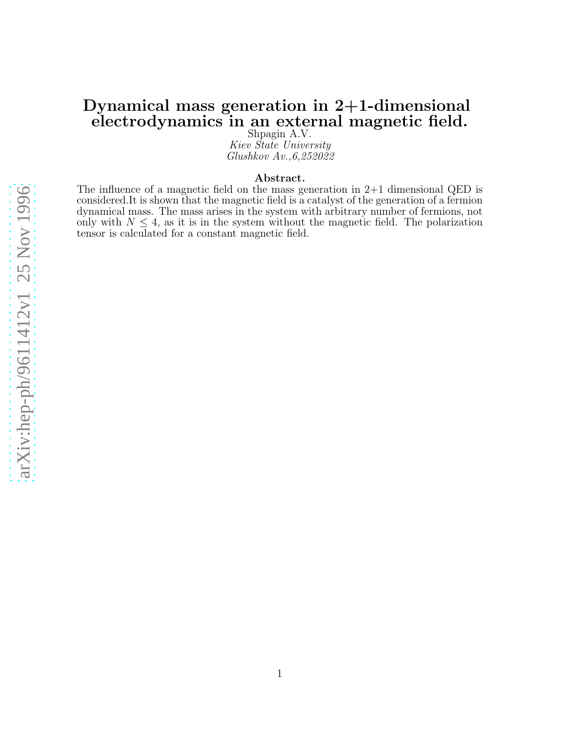# Dynamical mass generation in 2+1-dimensional electrodynamics in an external magnetic field.

Shpagin A.V.

*Kiev State University*

*Glushkov Av.,6,252022*

**Abstract.**

The influence of a magnetic field on the mass generation in 2+1 dimensional QED is considered.It is shown that the magnetic field is a catalyst of the generation of a fermion dynamical mass. The mass arises in the system with arbitrary number of fermions, not only with $N \leq 4$, as it is in the system without the magnetic field. The polarization tensor is calculated for a constant magnetic field.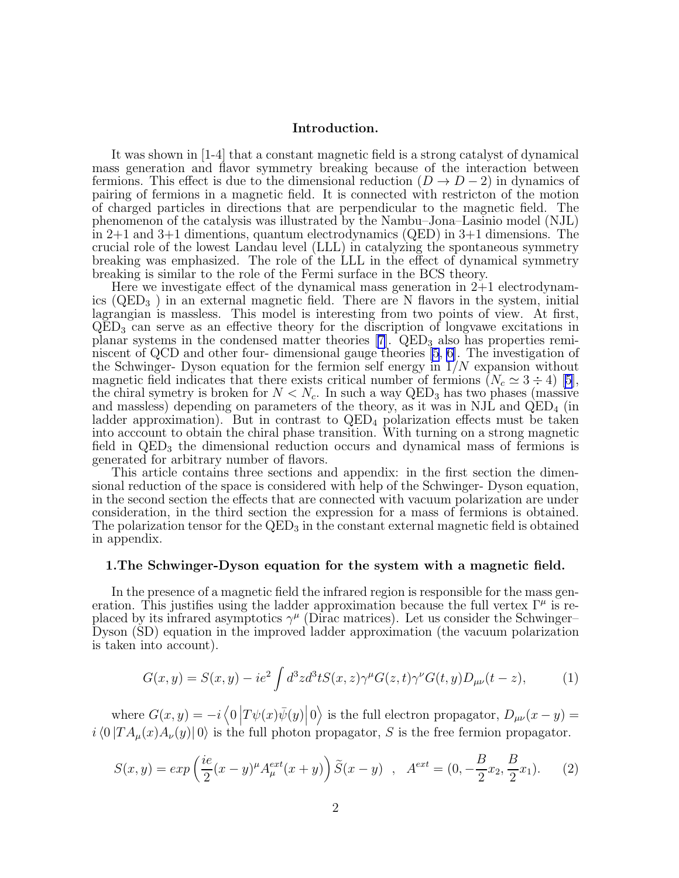## Introduction.

It was shown in [1-4] that a constant magnetic field is a strong catalyst of dynamical mass generation and flavor symmetry breaking because of the interaction between fermions. This effect is due to the dimensional reduction ($D \to D-2$) in dynamics of pairing of fermions in a magnetic field. It is connected with restricton of the motion of charged particles in directions that are perpendicular to the magnetic field. The phenomenon of the catalysis was illustrated by the Nambu–Jona–Lasinio model (NJL) in 2+1 and 3+1 dimentions, quantum electrodynamics (QED) in 3+1 dimensions. The crucial role of the lowest Landau level (LLL) in catalyzing the spontaneous symmetry breaking was emphasized. The role of the LLL in the effect of dynamical symmetry breaking is similar to the role of the Fermi surface in the BCS theory.

Here we investigate effect of the dynamical mass generation in 2+1 electrodynamics ($QED_3$ ) in an external magnetic field. There are N flavors in the system, initial lagrangian is massless. This model is interesting from two points of view. At first, $QED_3$ can serve as an effective theory for the discription of longvawe excitations in planar systems in the condensed matter theories [7]. $QED_3$ also has properties reminiscent of QCD and other four- dimensional gauge theories [5, 6]. The investigation of the Schwinger- Dyson equation for the fermion self energy in $1/N$ expansion without magnetic field indicates that there exists critical number of fermions ($N_c \simeq 3 \div 4$) [5], the chiral symetry is broken for $N < N_c$. In such a way $QED_3$ has two phases (massive and massless) depending on parameters of the theory, as it was in NJL and $QED_4$ (in ladder approximation). But in contrast to $QED_4$ polarization effects must be taken into acccount to obtain the chiral phase transition. With turning on a strong magnetic field in $QED_3$ the dimensional reduction occurs and dynamical mass of fermions is generated for arbitrary number of flavors.

This article contains three sections and appendix: in the first section the dimensional reduction of the space is considered with help of the Schwinger- Dyson equation, in the second section the effects that are connected with vacuum polarization are under consideration, in the third section the expression for a mass of fermions is obtained. The polarization tensor for the $QED_3$ in the constant external magnetic field is obtained in appendix.

## 1.The Schwinger-Dyson equation for the system with a magnetic field.

In the presence of a magnetic field the infrared region is responsible for the mass generation. This justifies using the ladder approximation because the full vertex $\Gamma^\mu$ is replaced by its infrared asymptotics $\gamma^\mu$ (Dirac matrices). Let us consider the Schwinger–Dyson (SD) equation in the improved ladder approximation (the vacuum polarization is taken into account).

$$G(x,y) = S(x,y) - ie^2 \int d^3z d^3t S(x,z)\gamma^\mu G(z,t)\gamma^\nu G(t,y) D_{\mu\nu}(t-z), \tag{1}$$

where $G(x,y) = -i \left\langle 0 \left| T\psi(x)\bar{\psi}(y) \right| 0 \right\rangle$ is the full electron propagator, $D_{\mu\nu}(x-y) = i \left\langle 0 \left| TA_\mu(x)A_\nu(y) \right| 0 \right\rangle$ is the full photon propagator, $S$ is the free fermion propagator.

$$S(x,y) = exp\left(\frac{ie}{2}(x-y)^\mu A^{ext}_\mu(x+y)\right)\widetilde{S}(x-y) \quad , \quad A^{ext} = (0, -\frac{B}{2}x_2, \frac{B}{2}x_1). \tag{2}$$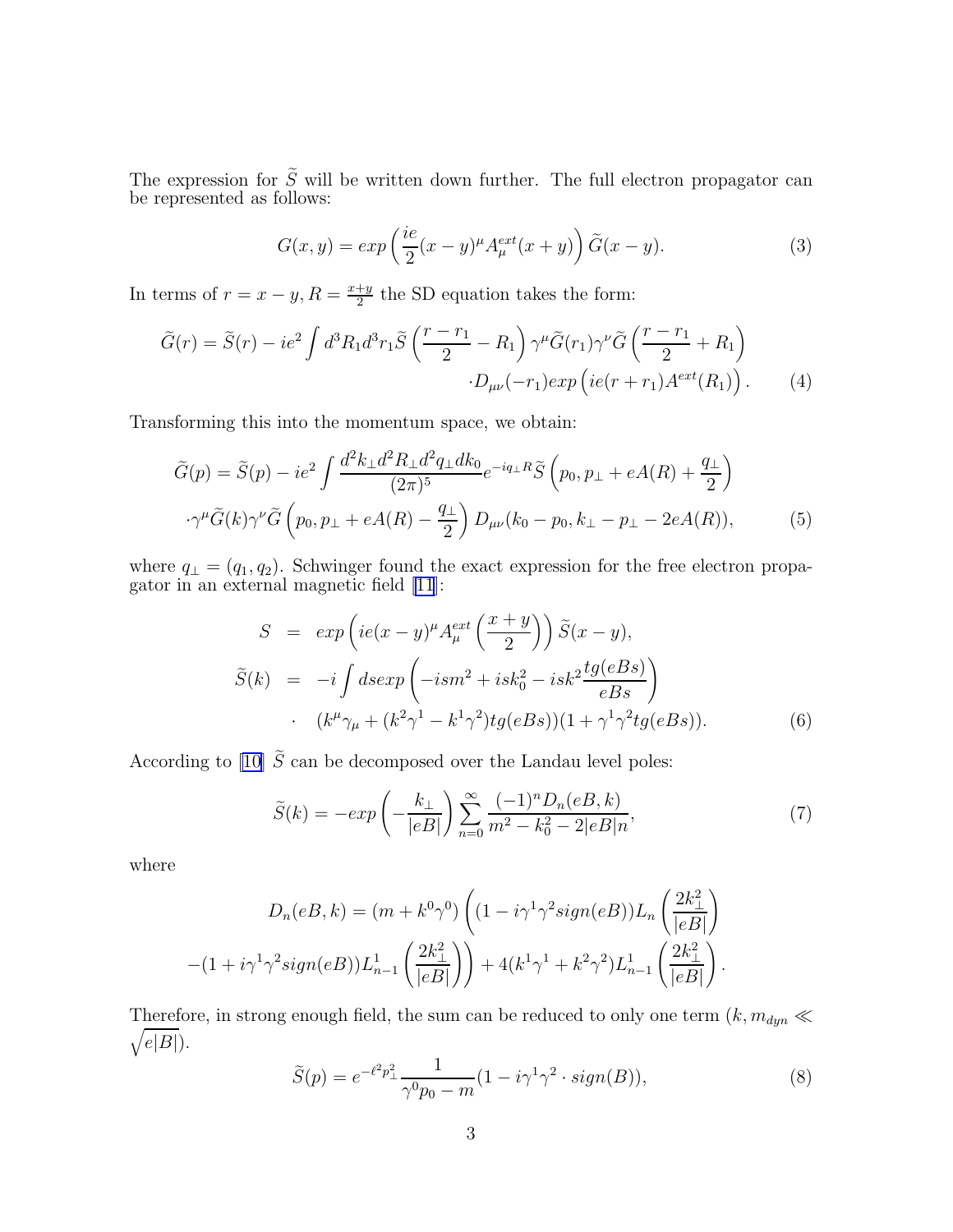The expression for $\widetilde{S}$ will be written down further. The full electron propagator can be represented as follows:

$$G(x,y) = exp\left(\frac{ie}{2}(x-y)^{\mu}A_{\mu}^{ext}(x+y)\right)\widetilde{G}(x-y). \tag{3}$$

In terms of $r = x - y, R = \frac{x+y}{2}$ the SD equation takes the form:

$$\widetilde{G}(r) = \widetilde{S}(r) - ie^2 \int d^3R_1 d^3r_1 \widetilde{S}\left(\frac{r-r_1}{2} - R_1\right)\gamma^{\mu}\widetilde{G}(r_1)\gamma^{\nu}\widetilde{G}\left(\frac{r-r_1}{2} + R_1\right)$$
$$\cdot D_{\mu\nu}(-r_1) exp\left(ie(r+r_1)A^{ext}(R_1)\right). \tag{4}$$

Transforming this into the momentum space, we obtain:

$$\widetilde{G}(p) = \widetilde{S}(p) - ie^2 \int \frac{d^2k_{\perp}d^2R_{\perp}d^2q_{\perp}dk_0}{(2\pi)^5} e^{-iq_{\perp}R}\widetilde{S}\left(p_0, p_{\perp} + eA(R) + \frac{q_{\perp}}{2}\right)$$
$$\cdot\gamma^{\mu}\widetilde{G}(k)\gamma^{\nu}\widetilde{G}\left(p_0, p_{\perp} + eA(R) - \frac{q_{\perp}}{2}\right) D_{\mu\nu}(k_0 - p_0, k_{\perp} - p_{\perp} - 2eA(R)), \tag{5}$$

where $q_{\perp} = (q_1, q_2)$. Schwinger found the exact expression for the free electron propagator in an external magnetic field [11]:

$$S = exp\left(ie(x-y)^{\mu}A_{\mu}^{ext}\left(\frac{x+y}{2}\right)\right)\widetilde{S}(x-y),$$
$$\widetilde{S}(k) = -i\int ds exp\left(-ism^2 + isk_0^2 - isk^2\frac{tg(eBs)}{eBs}\right)$$
$$\cdot\ (k^{\mu}\gamma_{\mu} + (k^2\gamma^1 - k^1\gamma^2)tg(eBs))(1 + \gamma^1\gamma^2 tg(eBs)). \tag{6}$$

According to [10] $\widetilde{S}$ can be decomposed over the Landau level poles:

$$\widetilde{S}(k) = -exp\left(-\frac{k_{\perp}}{|eB|}\right)\sum_{n=0}^{\infty}\frac{(-1)^n D_n(eB,k)}{m^2 - k_0^2 - 2|eB|n}, \tag{7}$$

where

$$D_n(eB,k) = (m + k^0\gamma^0)\left((1 - i\gamma^1\gamma^2 sign(eB))L_n\left(\frac{2k_{\perp}^2}{|eB|}\right)\right.$$
$$\left.-(1 + i\gamma^1\gamma^2 sign(eB))L_{n-1}^1\left(\frac{2k_{\perp}^2}{|eB|}\right)\right) + 4(k^1\gamma^1 + k^2\gamma^2)L_{n-1}^1\left(\frac{2k_{\perp}^2}{|eB|}\right).$$

Therefore, in strong enough field, the sum can be reduced to only one term ($k, m_{dyn} \ll \sqrt{e|B|}$).

$$\widetilde{S}(p) = e^{-\ell^2 p_{\perp}^2}\frac{1}{\gamma^0 p_0 - m}(1 - i\gamma^1\gamma^2 \cdot sign(B)), \tag{8}$$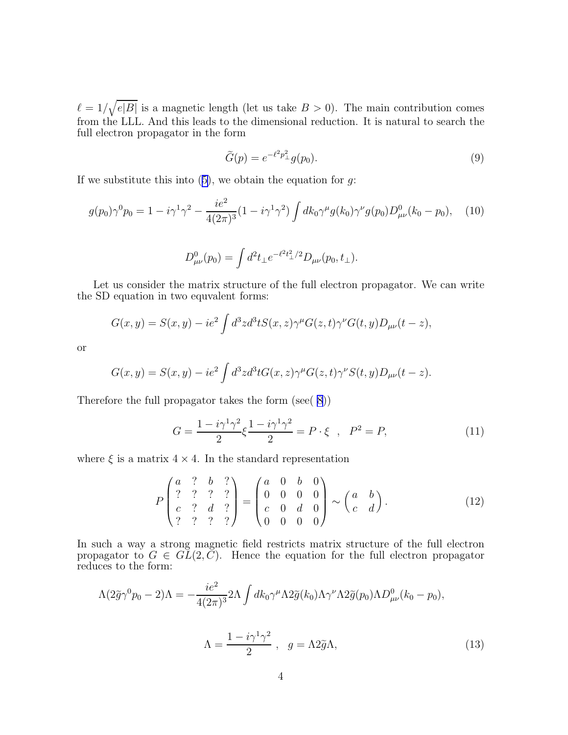$\ell = 1/\sqrt{e|B|}$ is a magnetic length (let us take $B > 0$). The main contribution comes from the LLL. And this leads to the dimensional reduction. It is natural to search the full electron propagator in the form

$$\widetilde{G}(p) = e^{-\ell^2 p_\perp^2} g(p_0). \tag{9}$$

If we substitute this into (5), we obtain the equation for $g$:

$$g(p_0)\gamma^0 p_0 = 1 - i\gamma^1\gamma^2 - \frac{ie^2}{4(2\pi)^3}(1 - i\gamma^1\gamma^2)\int dk_0 \gamma^\mu g(k_0)\gamma^\nu g(p_0) D^0_{\mu\nu}(k_0 - p_0), \tag{10}$$

$$D^0_{\mu\nu}(p_0) = \int d^2 t_\perp e^{-\ell^2 t_\perp^2/2} D_{\mu\nu}(p_0, t_\perp).$$

Let us consider the matrix structure of the full electron propagator. We can write the SD equation in two equivalent forms:

$$G(x,y) = S(x,y) - ie^2 \int d^3z d^3t S(x,z)\gamma^\mu G(z,t)\gamma^\nu G(t,y) D_{\mu\nu}(t-z),$$

or

$$G(x,y) = S(x,y) - ie^2 \int d^3z d^3t G(x,z)\gamma^\mu G(z,t)\gamma^\nu S(t,y) D_{\mu\nu}(t-z).$$

Therefore the full propagator takes the form (see( 8))

$$G = \frac{1 - i\gamma^1\gamma^2}{2}\xi\frac{1 - i\gamma^1\gamma^2}{2} = P\cdot\xi \quad , \quad P^2 = P, \tag{11}$$

where $\xi$ is a matrix $4\times 4$. In the standard representation

$$P\begin{pmatrix} a & ? & b & ? \\ ? & ? & ? & ? \\ c & ? & d & ? \\ ? & ? & ? & ? \end{pmatrix} = \begin{pmatrix} a & 0 & b & 0 \\ 0 & 0 & 0 & 0 \\ c & 0 & d & 0 \\ 0 & 0 & 0 & 0 \end{pmatrix} \sim \begin{pmatrix} a & b \\ c & d \end{pmatrix}. \tag{12}$$

In such a way a strong magnetic field restricts matrix structure of the full electron propagator to $G \in GL(2, C)$. Hence the equation for the full electron propagator reduces to the form:

$$\Lambda(2\widetilde{g}\gamma^0 p_0 - 2)\Lambda = -\frac{ie^2}{4(2\pi)^3} 2\Lambda \int dk_0 \gamma^\mu \Lambda 2\widetilde{g}(k_0)\Lambda\gamma^\nu\Lambda 2\widetilde{g}(p_0)\Lambda D^0_{\mu\nu}(k_0 - p_0),$$

$$\Lambda = \frac{1 - i\gamma^1\gamma^2}{2} \ , \quad g = \Lambda 2\widetilde{g}\Lambda, \tag{13}$$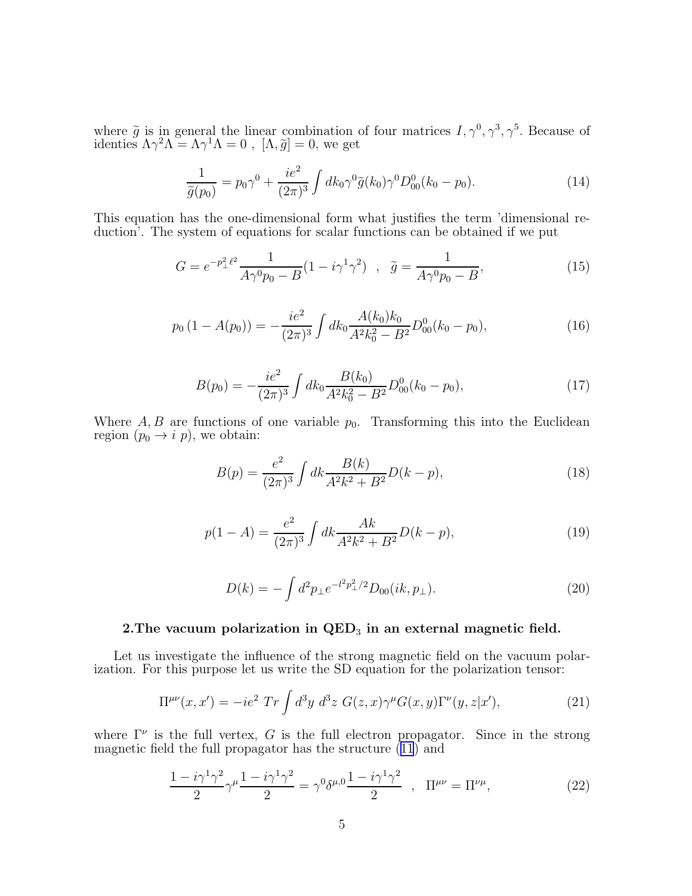where $\widetilde{g}$ is in general the linear combination of four matrices $I, \gamma^0, \gamma^3, \gamma^5$. Because of identies $\Lambda\gamma^2\Lambda = \Lambda\gamma^1\Lambda = 0$ , $[\Lambda, \widetilde{g}] = 0$, we get

$$\frac{1}{\widetilde{g}(p_0)} = p_0\gamma^0 + \frac{ie^2}{(2\pi)^3}\int dk_0 \gamma^0 \widetilde{g}(k_0)\gamma^0 D^0_{00}(k_0 - p_0). \tag{14}$$

This equation has the one-dimensional form what justifies the term 'dimensional reduction'. The system of equations for scalar functions can be obtained if we put

$$G = e^{-p_\perp^2 \ell^2}\frac{1}{A\gamma^0 p_0 - B}(1 - i\gamma^1\gamma^2) \quad , \quad \widetilde{g} = \frac{1}{A\gamma^0 p_0 - B}, \tag{15}$$

$$p_0\left(1 - A(p_0)\right) = -\frac{ie^2}{(2\pi)^3}\int dk_0 \frac{A(k_0)k_0}{A^2k_0^2 - B^2}D^0_{00}(k_0 - p_0), \tag{16}$$

$$B(p_0) = -\frac{ie^2}{(2\pi)^3}\int dk_0 \frac{B(k_0)}{A^2k_0^2 - B^2}D^0_{00}(k_0 - p_0), \tag{17}$$

Where $A, B$ are functions of one variable $p_0$. Transforming this into the Euclidean region ($p_0 \to i\ p$), we obtain:

$$B(p) = \frac{e^2}{(2\pi)^3}\int dk \frac{B(k)}{A^2k^2 + B^2}D(k - p), \tag{18}$$

$$p(1 - A) = \frac{e^2}{(2\pi)^3}\int dk \frac{Ak}{A^2k^2 + B^2}D(k - p), \tag{19}$$

$$D(k) = -\int d^2p_\perp e^{-l^2p_\perp^2/2}D_{00}(ik, p_\perp). \tag{20}$$

## 2.The vacuum polarization in QED$_3$ in an external magnetic field.

Let us investigate the influence of the strong magnetic field on the vacuum polarization. For this purpose let us write the SD equation for the polarization tensor:

$$\Pi^{\mu\nu}(x, x') = -ie^2\ Tr\int d^3y\ d^3z\ G(z, x)\gamma^\mu G(x, y)\Gamma^\nu(y, z|x'), \tag{21}$$

where $\Gamma^\nu$ is the full vertex, $G$ is the full electron propagator. Since in the strong magnetic field the full propagator has the structure (11) and

$$\frac{1 - i\gamma^1\gamma^2}{2}\gamma^\mu\frac{1 - i\gamma^1\gamma^2}{2} = \gamma^0\delta^{\mu,0}\frac{1 - i\gamma^1\gamma^2}{2} \quad , \quad \Pi^{\mu\nu} = \Pi^{\nu\mu}, \tag{22}$$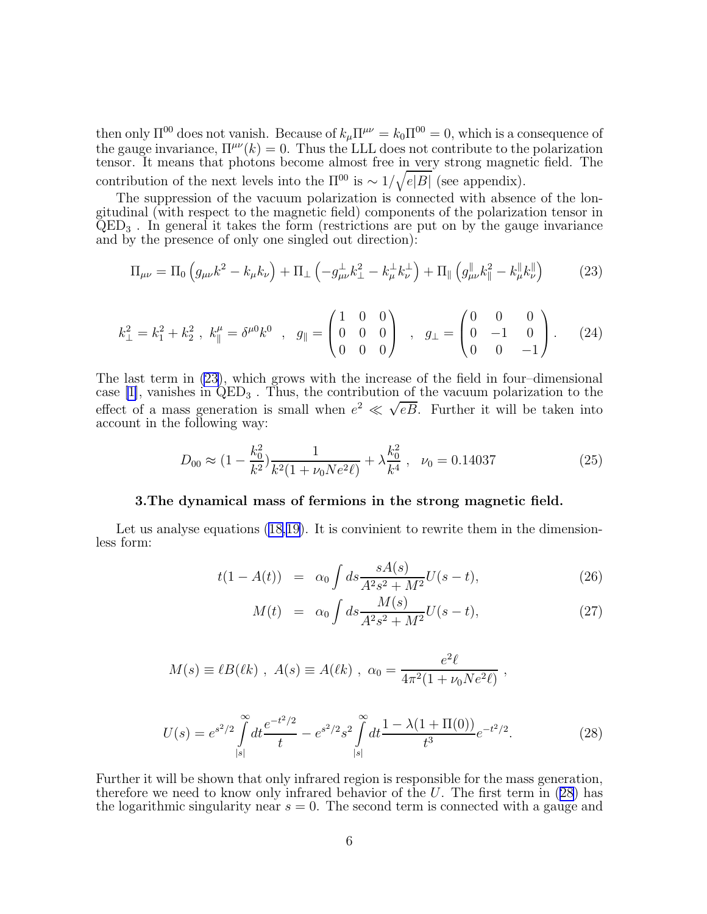then only $\Pi^{00}$ does not vanish. Because of $k_\mu \Pi^{\mu\nu} = k_0 \Pi^{00} = 0$, which is a consequence of the gauge invariance, $\Pi^{\mu\nu}(k) = 0$. Thus the LLL does not contribute to the polarization tensor. It means that photons become almost free in very strong magnetic field. The contribution of the next levels into the $\Pi^{00}$ is $\sim 1/\sqrt{e|B|}$ (see appendix).

The suppression of the vacuum polarization is connected with absence of the longitudinal (with respect to the magnetic field) components of the polarization tensor in $\mathrm{QED}_3$ . In general it takes the form (restrictions are put on by the gauge invariance and by the presence of only one singled out direction):

$$\Pi_{\mu\nu} = \Pi_0 \left( g_{\mu\nu} k^2 - k_\mu k_\nu \right) + \Pi_\perp \left( -g^\perp_{\mu\nu} k_\perp^2 - k^\perp_\mu k^\perp_\nu \right) + \Pi_\parallel \left( g^\parallel_{\mu\nu} k_\parallel^2 - k^\parallel_\mu k^\parallel_\nu \right) \tag{23}$$

$$k_\perp^2 = k_1^2 + k_2^2 \ , \ k_\parallel^\mu = \delta^{\mu 0} k^0 \quad , \quad g_\parallel = \begin{pmatrix} 1 & 0 & 0 \\ 0 & 0 & 0 \\ 0 & 0 & 0 \end{pmatrix} \quad , \quad g_\perp = \begin{pmatrix} 0 & 0 & 0 \\ 0 & -1 & 0 \\ 0 & 0 & -1 \end{pmatrix} . \tag{24}$$

The last term in (23), which grows with the increase of the field in four–dimensional case [1], vanishes in $\mathrm{QED}_3$ . Thus, the contribution of the vacuum polarization to the effect of a mass generation is small when $e^2 \ll \sqrt{eB}$. Further it will be taken into account in the following way:

$$D_{00} \approx (1 - \frac{k_0^2}{k^2}) \frac{1}{k^2 (1 + \nu_0 N e^2 \ell)} + \lambda \frac{k_0^2}{k^4} \ , \ \ \nu_0 = 0.14037 \tag{25}$$

### 3.The dynamical mass of fermions in the strong magnetic field.

Let us analyse equations (18,19). It is convinient to rewrite them in the dimensionless form:

$$t(1 - A(t)) \ = \ \alpha_0 \int ds \frac{s A(s)}{A^2 s^2 + M^2} U(s - t), \tag{26}$$

$$M(t) \ = \ \alpha_0 \int ds \frac{M(s)}{A^2 s^2 + M^2} U(s - t), \tag{27}$$

$$M(s) \equiv \ell B(\ell k) \ , \ A(s) \equiv A(\ell k) \ , \ \alpha_0 = \frac{e^2 \ell}{4\pi^2 (1 + \nu_0 N e^2 \ell)} \ ,$$

$$U(s) = e^{s^2/2} \int\limits_{|s|}^{\infty} dt \frac{e^{-t^2/2}}{t} - e^{s^2/2} s^2 \int\limits_{|s|}^{\infty} dt \frac{1 - \lambda(1 + \Pi(0))}{t^3} e^{-t^2/2}. \tag{28}$$

Further it will be shown that only infrared region is responsible for the mass generation, therefore we need to know only infrared behavior of the $U$. The first term in (28) has the logarithmic singularity near $s = 0$. The second term is connected with a gauge and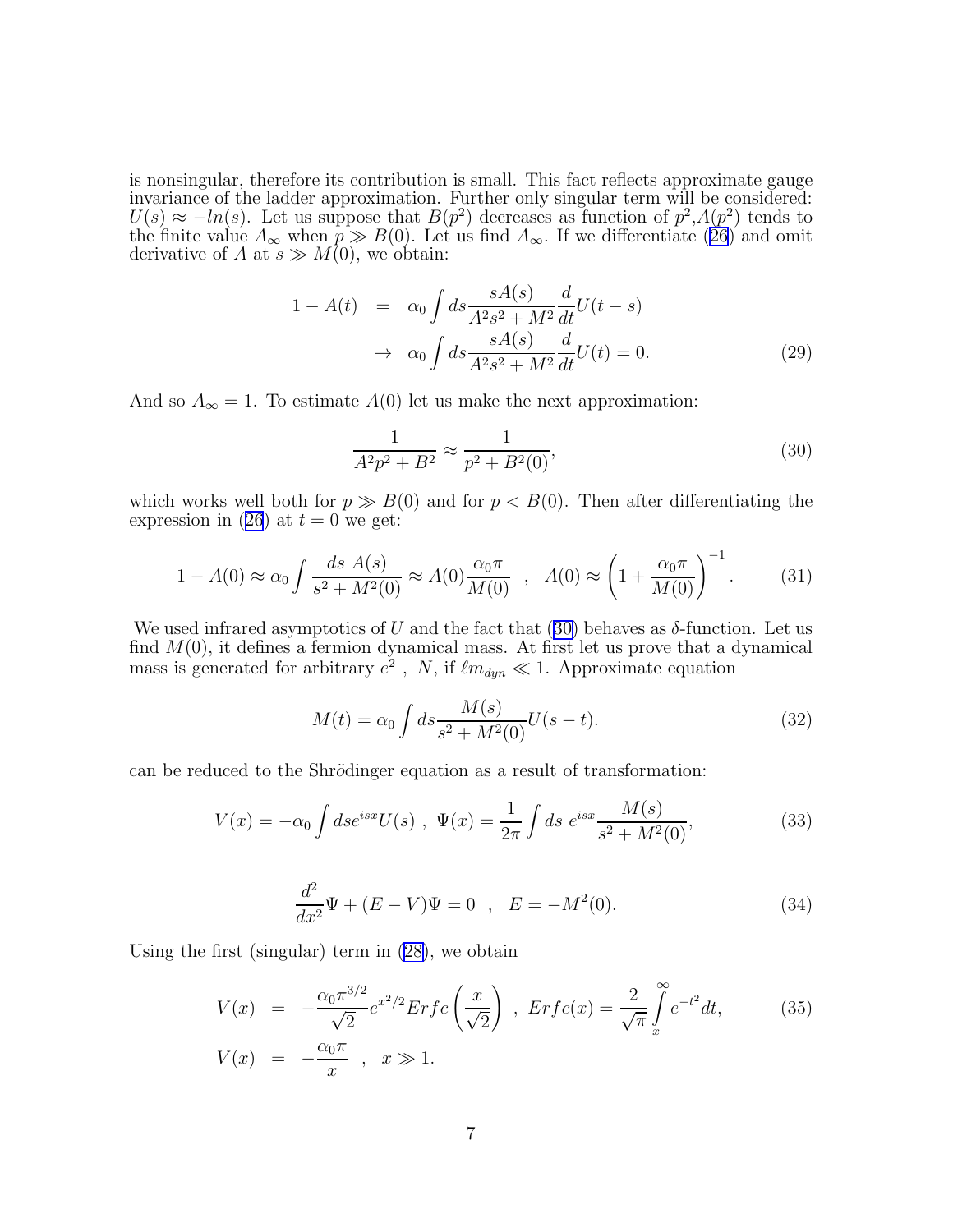is nonsingular, therefore its contribution is small. This fact reflects approximate gauge invariance of the ladder approximation. Further only singular term will be considered: $U(s) \approx -ln(s)$. Let us suppose that $B(p^2)$ decreases as function of $p^2$,$A(p^2)$ tends to the finite value $A_\infty$ when $p \gg B(0)$. Let us find $A_\infty$. If we differentiate (26) and omit derivative of $A$ at $s \gg M(0)$, we obtain:

$$
\begin{aligned}
1 - A(t) &= \alpha_0 \int ds \frac{sA(s)}{A^2 s^2 + M^2} \frac{d}{dt} U(t-s) \\
&\to \alpha_0 \int ds \frac{sA(s)}{A^2 s^2 + M^2} \frac{d}{dt} U(t) = 0.
\end{aligned}
\tag{29}
$$

And so $A_\infty = 1$. To estimate $A(0)$ let us make the next approximation:

$$
\frac{1}{A^2 p^2 + B^2} \approx \frac{1}{p^2 + B^2(0)},
\tag{30}
$$

which works well both for $p \gg B(0)$ and for $p < B(0)$. Then after differentiating the expression in (26) at $t = 0$ we get:

$$
1 - A(0) \approx \alpha_0 \int \frac{ds\ A(s)}{s^2 + M^2(0)} \approx A(0) \frac{\alpha_0 \pi}{M(0)} \quad , \quad A(0) \approx \left(1 + \frac{\alpha_0 \pi}{M(0)}\right)^{-1}.
\tag{31}
$$

We used infrared asymptotics of $U$ and the fact that (30) behaves as $\delta$-function. Let us find $M(0)$, it defines a fermion dynamical mass. At first let us prove that a dynamical mass is generated for arbitrary $e^2$ , $N$, if $\ell m_{dyn} \ll 1$. Approximate equation

$$
M(t) = \alpha_0 \int ds \frac{M(s)}{s^2 + M^2(0)} U(s-t).
\tag{32}
$$

can be reduced to the Shrödinger equation as a result of transformation:

$$
V(x) = -\alpha_0 \int ds e^{isx} U(s) \ , \ \Psi(x) = \frac{1}{2\pi} \int ds\ e^{isx} \frac{M(s)}{s^2 + M^2(0)},
\tag{33}
$$

$$
\frac{d^2}{dx^2}\Psi + (E - V)\Psi = 0 \quad , \quad E = -M^2(0).
\tag{34}
$$

Using the first (singular) term in (28), we obtain

$$
\begin{aligned}
V(x) &= -\frac{\alpha_0 \pi^{3/2}}{\sqrt{2}} e^{x^2/2} Erfc\left(\frac{x}{\sqrt{2}}\right) \ , \ Erfc(x) = \frac{2}{\sqrt{\pi}} \int_x^\infty e^{-t^2} dt, \\
V(x) &= -\frac{\alpha_0 \pi}{x} \quad , \quad x \gg 1.
\end{aligned}
\tag{35}
$$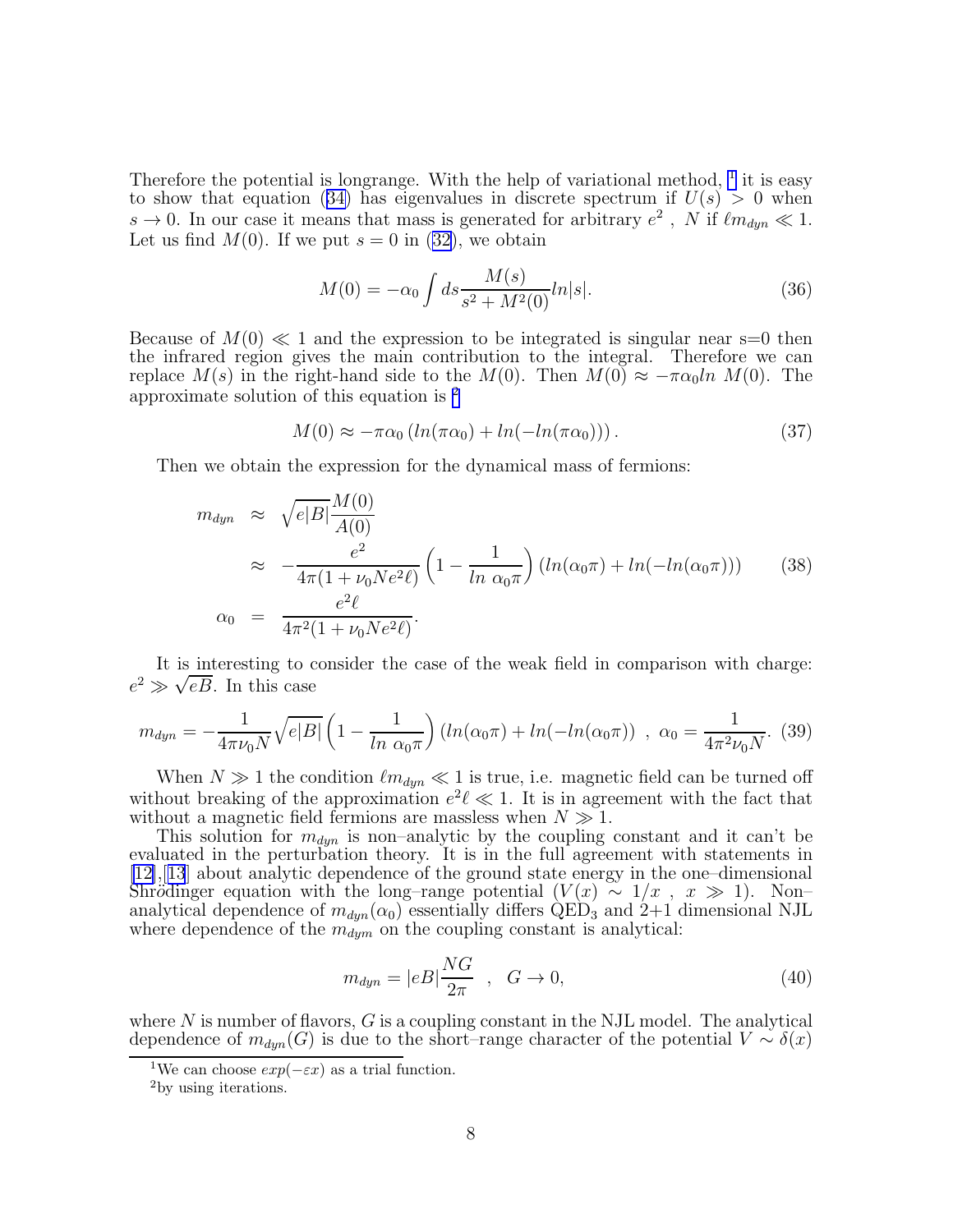Therefore the potential is longrange. With the help of variational method, [1] it is easy to show that equation (34) has eigenvalues in discrete spectrum if $U(s) > 0$ when $s \to 0$. In our case it means that mass is generated for arbitrary $e^2$ , $N$ if $\ell m_{dyn} \ll 1$. Let us find $M(0)$. If we put $s = 0$ in (32), we obtain

$$M(0) = -\alpha_0 \int ds \frac{M(s)}{s^2 + M^2(0)} ln|s|. \tag{36}$$

Because of $M(0) \ll 1$ and the expression to be integrated is singular near s=0 then the infrared region gives the main contribution to the integral. Therefore we can replace $M(s)$ in the right-hand side to the $M(0)$. Then $M(0) \approx -\pi\alpha_0 ln\ M(0)$. The approximate solution of this equation is [2]

$$M(0) \approx -\pi\alpha_0 \left( ln(\pi\alpha_0) + ln(-ln(\pi\alpha_0)) \right). \tag{37}$$

Then we obtain the expression for the dynamical mass of fermions:

$$\begin{aligned} m_{dyn} &\approx \sqrt{e|B|}\frac{M(0)}{A(0)} \\ &\approx -\frac{e^2}{4\pi(1+\nu_0 N e^2 \ell)}\left(1 - \frac{1}{ln\ \alpha_0\pi}\right)\left(ln(\alpha_0\pi) + ln(-ln(\alpha_0\pi))\right) \\ \alpha_0 &= \frac{e^2\ell}{4\pi^2(1+\nu_0 N e^2\ell)}. \end{aligned} \tag{38}$$

It is interesting to consider the case of the weak field in comparison with charge: $e^2 \gg \sqrt{eB}$. In this case

$$m_{dyn} = -\frac{1}{4\pi\nu_0 N}\sqrt{e|B|}\left(1 - \frac{1}{ln\ \alpha_0\pi}\right)\left(ln(\alpha_0\pi) + ln(-ln(\alpha_0\pi))\right)\ ,\ \alpha_0 = \frac{1}{4\pi^2\nu_0 N}. \tag{39}$$

When $N \gg 1$ the condition $\ell m_{dyn} \ll 1$ is true, i.e. magnetic field can be turned off without breaking of the approximation $e^2\ell \ll 1$. It is in agreement with the fact that without a magnetic field fermions are massless when $N \gg 1$.

This solution for $m_{dyn}$ is non–analytic by the coupling constant and it can't be evaluated in the perturbation theory. It is in the full agreement with statements in [12],[13] about analytic dependence of the ground state energy in the one–dimensional Shrödinger equation with the long–range potential ($V(x) \sim 1/x$ , $x \gg 1$). Non–analytical dependence of $m_{dyn}(\alpha_0)$ essentially differs $QED_3$ and 2+1 dimensional NJL where dependence of the $m_{dym}$ on the coupling constant is analytical:

$$m_{dyn} = |eB|\frac{NG}{2\pi}\quad ,\quad G \to 0, \tag{40}$$

where $N$ is number of flavors, $G$ is a coupling constant in the NJL model. The analytical dependence of $m_{dyn}(G)$ is due to the short–range character of the potential $V \sim \delta(x)$

[1] We can choose $exp(-\varepsilon x)$ as a trial function.

[2] by using iterations.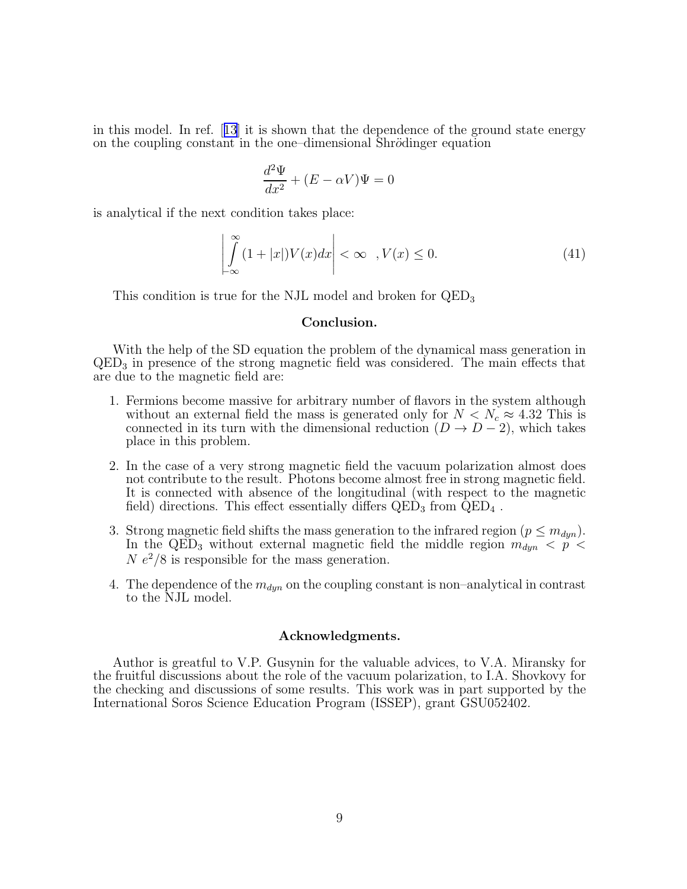in this model. In ref. [13] it is shown that the dependence of the ground state energy on the coupling constant in the one–dimensional Shrödinger equation

$$\frac{d^2\Psi}{dx^2} + (E - \alpha V)\Psi = 0$$

is analytical if the next condition takes place:

$$\left| \int\limits_{-\infty}^{\infty} (1 + |x|) V(x) dx \right| < \infty \quad , V(x) \leq 0. \tag{41}$$

This condition is true for the NJL model and broken for $QED_3$

## Conclusion.

With the help of the SD equation the problem of the dynamical mass generation in $QED_3$ in presence of the strong magnetic field was considered. The main effects that are due to the magnetic field are:

1. Fermions become massive for arbitrary number of flavors in the system although without an external field the mass is generated only for $N < N_c \approx 4.32$ This is connected in its turn with the dimensional reduction ($D \to D-2$), which takes place in this problem.

2. In the case of a very strong magnetic field the vacuum polarization almost does not contribute to the result. Photons become almost free in strong magnetic field. It is connected with absence of the longitudinal (with respect to the magnetic field) directions. This effect essentially differs $QED_3$ from $QED_4$ .

3. Strong magnetic field shifts the mass generation to the infrared region ($p \leq m_{dyn}$). In the $QED_3$ without external magnetic field the middle region $m_{dyn} < p < N\ e^2/8$ is responsible for the mass generation.

4. The dependence of the $m_{dyn}$ on the coupling constant is non–analytical in contrast to the NJL model.

## Acknowledgments.

Author is greatful to V.P. Gusynin for the valuable advices, to V.A. Miransky for the fruitful discussions about the role of the vacuum polarization, to I.A. Shovkovy for the checking and discussions of some results. This work was in part supported by the International Soros Science Education Program (ISSEP), grant GSU052402.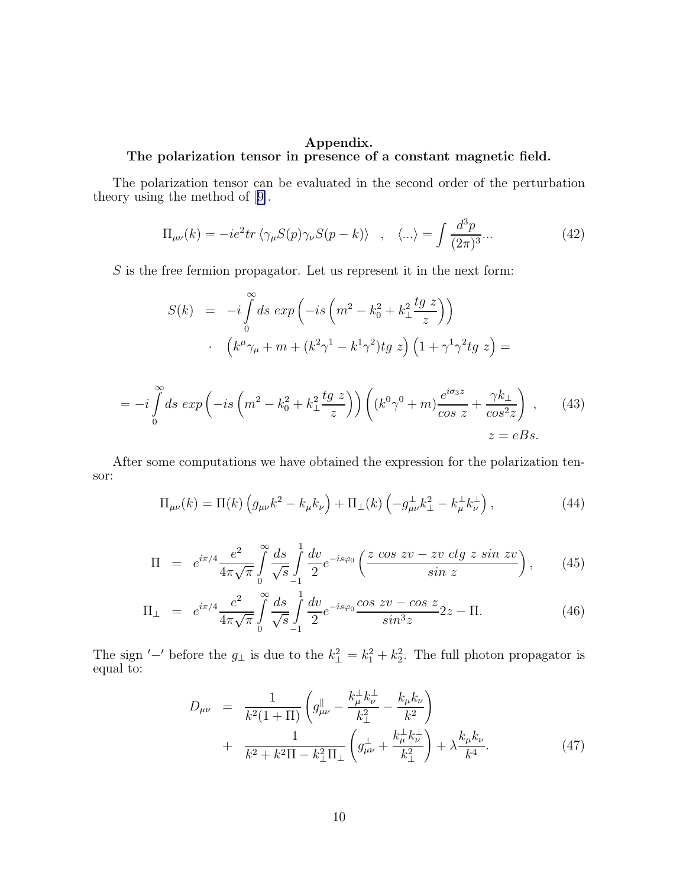## Appendix.
## The polarization tensor in presence of a constant magnetic field.

The polarization tensor can be evaluated in the second order of the perturbation theory using the method of [9].

$$
\Pi_{\mu\nu}(k) = -ie^2 tr \left\langle \gamma_\mu S(p) \gamma_\nu S(p-k) \right\rangle \quad , \quad \langle ... \rangle = \int \frac{d^3p}{(2\pi)^3} ... \tag{42}
$$

$S$ is the free fermion propagator. Let us represent it in the next form:

$$
\begin{aligned}
S(k) &= -i \int\limits_0^\infty ds \; exp \left( -is \left( m^2 - k_0^2 + k_\perp^2 \frac{tg\ z}{z} \right) \right) \\
&\cdot \; \left( k^\mu \gamma_\mu + m + (k^2\gamma^1 - k^1\gamma^2) tg\ z \right) \left( 1 + \gamma^1\gamma^2 tg\ z \right) =
\end{aligned}
$$

$$
= -i \int\limits_0^\infty ds \; exp \left( -is \left( m^2 - k_0^2 + k_\perp^2 \frac{tg\ z}{z} \right) \right) \left( (k^0\gamma^0 + m) \frac{e^{i\sigma_3 z}}{cos\ z} + \frac{\gamma k_\perp}{cos^2 z} \right) , \tag{43}
$$

$$
z = eBs.
$$

After some computations we have obtained the expression for the polarization tensor:

$$
\Pi_{\mu\nu}(k) = \Pi(k) \left( g_{\mu\nu} k^2 - k_\mu k_\nu \right) + \Pi_\perp(k) \left( -g^\perp_{\mu\nu} k_\perp^2 - k^\perp_\mu k^\perp_\nu \right), \tag{44}
$$

$$
\Pi = e^{i\pi/4} \frac{e^2}{4\pi\sqrt{\pi}} \int\limits_0^\infty \frac{ds}{\sqrt{s}} \int\limits_{-1}^1 \frac{dv}{2} e^{-is\varphi_0} \left( \frac{z\ cos\ zv - zv\ ctg\ z\ sin\ zv}{sin\ z} \right), \tag{45}
$$

$$
\Pi_\perp = e^{i\pi/4} \frac{e^2}{4\pi\sqrt{\pi}} \int\limits_0^\infty \frac{ds}{\sqrt{s}} \int\limits_{-1}^1 \frac{dv}{2} e^{-is\varphi_0} \frac{cos\ zv - cos\ z}{sin^3 z} 2z - \Pi. \tag{46}
$$

The sign $'-'$ before the $g_\perp$ is due to the $k_\perp^2 = k_1^2 + k_2^2$. The full photon propagator is equal to:

$$
\begin{aligned}
D_{\mu\nu} &= \frac{1}{k^2(1+\Pi)} \left( g^\parallel_{\mu\nu} - \frac{k^\perp_\mu k^\perp_\nu}{k_\perp^2} - \frac{k_\mu k_\nu}{k^2} \right) \\
&+ \frac{1}{k^2 + k^2\Pi - k_\perp^2 \Pi_\perp} \left( g^\perp_{\mu\nu} + \frac{k^\perp_\mu k^\perp_\nu}{k_\perp^2} \right) + \lambda \frac{k_\mu k_\nu}{k^4}.
\end{aligned} \tag{47}
$$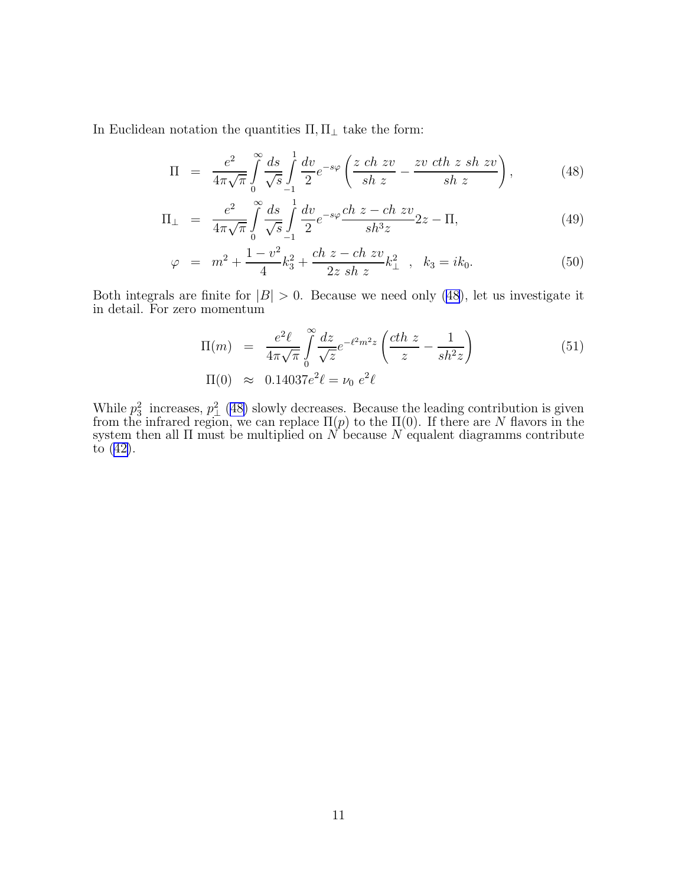In Euclidean notation the quantities $\Pi, \Pi_\perp$ take the form:

$$
\Pi = \frac{e^2}{4\pi\sqrt{\pi}} \int_0^\infty \frac{ds}{\sqrt{s}} \int_{-1}^{1} \frac{dv}{2} e^{-s\varphi} \left( \frac{z \; ch \; zv}{sh \; z} - \frac{zv \; cth \; z \; sh \; zv}{sh \; z} \right), \tag{48}
$$

$$
\Pi_\perp = \frac{e^2}{4\pi\sqrt{\pi}} \int_0^\infty \frac{ds}{\sqrt{s}} \int_{-1}^{1} \frac{dv}{2} e^{-s\varphi} \frac{ch \; z - ch \; zv}{sh^3 z} 2z - \Pi, \tag{49}
$$

$$
\varphi = m^2 + \frac{1-v^2}{4} k_3^2 + \frac{ch \; z - ch \; zv}{2z \; sh \; z} k_\perp^2 \quad , \quad k_3 = ik_0. \tag{50}
$$

Both integrals are finite for $|B| > 0$. Because we need only (48), let us investigate it in detail. For zero momentum

$$
\begin{aligned}
\Pi(m) &= \frac{e^2 \ell}{4\pi\sqrt{\pi}} \int_0^\infty \frac{dz}{\sqrt{z}} e^{-\ell^2 m^2 z} \left( \frac{cth \; z}{z} - \frac{1}{sh^2 z} \right) \\
\Pi(0) &\approx 0.14037 e^2 \ell = \nu_0 \; e^2 \ell
\end{aligned} \tag{51}
$$

While $p_3^2$ increases, $p_\perp^2$ (48) slowly decreases. Because the leading contribution is given from the infrared region, we can replace $\Pi(p)$ to the $\Pi(0)$. If there are $N$ flavors in the system then all $\Pi$ must be multiplied on $N$ because $N$ equalent diagramms contribute to (42).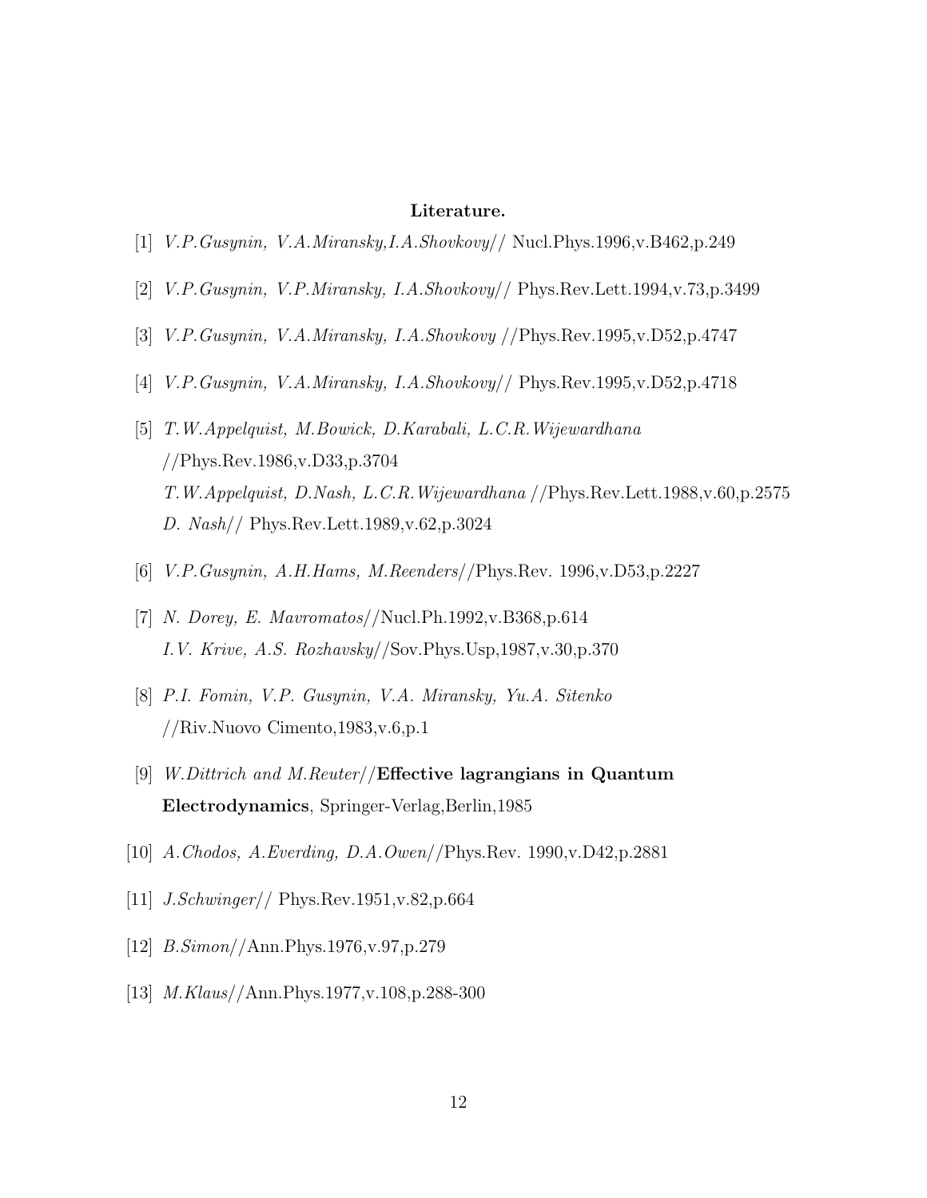**Literature.**

[1] *V.P.Gusynin, V.A.Miransky,I.A.Shovkovy*// Nucl.Phys.1996,v.B462,p.249

[2] *V.P.Gusynin, V.P.Miransky, I.A.Shovkovy*// Phys.Rev.Lett.1994,v.73,p.3499

[3] *V.P.Gusynin, V.A.Miransky, I.A.Shovkovy* //Phys.Rev.1995,v.D52,p.4747

[4] *V.P.Gusynin, V.A.Miransky, I.A.Shovkovy*// Phys.Rev.1995,v.D52,p.4718

[5] *T.W.Appelquist, M.Bowick, D.Karabali, L.C.R.Wijewardhana* //Phys.Rev.1986,v.D33,p.3704
*T.W.Appelquist, D.Nash, L.C.R.Wijewardhana* //Phys.Rev.Lett.1988,v.60,p.2575
*D. Nash*// Phys.Rev.Lett.1989,v.62,p.3024

[6] *V.P.Gusynin, A.H.Hams, M.Reenders*//Phys.Rev. 1996,v.D53,p.2227

[7] *N. Dorey, E. Mavromatos*//Nucl.Ph.1992,v.B368,p.614
*I.V. Krive, A.S. Rozhavsky*//Sov.Phys.Usp,1987,v.30,p.370

[8] *P.I. Fomin, V.P. Gusynin, V.A. Miransky, Yu.A. Sitenko* //Riv.Nuovo Cimento,1983,v.6,p.1

[9] *W.Dittrich and M.Reuter*//**Effective lagrangians in Quantum Electrodynamics**, Springer-Verlag,Berlin,1985

[10] *A.Chodos, A.Everding, D.A.Owen*//Phys.Rev. 1990,v.D42,p.2881

[11] *J.Schwinger*// Phys.Rev.1951,v.82,p.664

[12] *B.Simon*//Ann.Phys.1976,v.97,p.279

[13] *M.Klaus*//Ann.Phys.1977,v.108,p.288-300